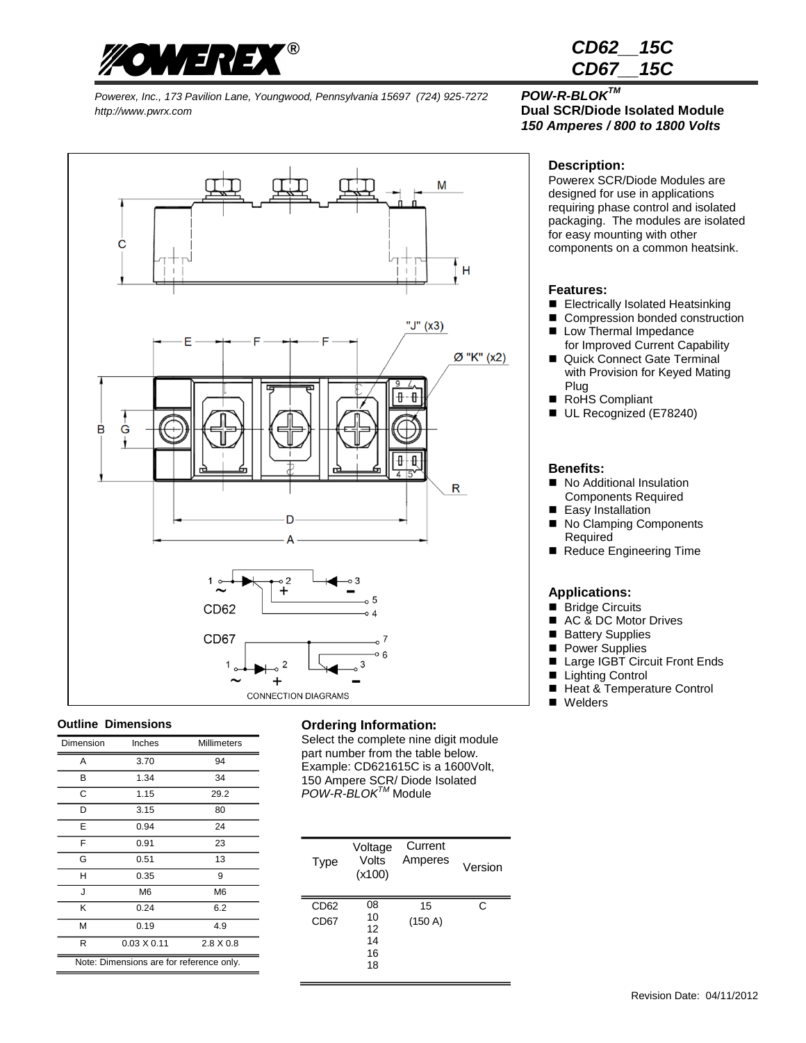# CD62__15C
# CD67__15C

*Powerex, Inc., 173 Pavilion Lane, Youngwood, Pennsylvania 15697 (724) 925-7272*
*http://www.pwrx.com*

***POW-R-BLOK™***
**Dual SCR/Diode Isolated Module**
***150 Amperes / 800 to 1800 Volts***

### Description:

Powerex SCR/Diode Modules are designed for use in applications requiring phase control and isolated packaging. The modules are isolated for easy mounting with other components on a common heatsink.

### Features:

- Electrically Isolated Heatsinking
- Compression bonded construction
- Low Thermal Impedance for Improved Current Capability
- Quick Connect Gate Terminal with Provision for Keyed Mating Plug
- RoHS Compliant
- UL Recognized (E78240)

### Benefits:

- No Additional Insulation Components Required
- Easy Installation
- No Clamping Components Required
- Reduce Engineering Time

### Applications:

- Bridge Circuits
- AC & DC Motor Drives
- Battery Supplies
- Power Supplies
- Large IGBT Circuit Front Ends
- Lighting Control
- Heat & Temperature Control
- Welders

CONNECTION DIAGRAMS

### Outline Dimensions

| Dimension | Inches | Millimeters |
|---|---|---|
| A | 3.70 | 94 |
| B | 1.34 | 34 |
| C | 1.15 | 29.2 |
| D | 3.15 | 80 |
| E | 0.94 | 24 |
| F | 0.91 | 23 |
| G | 0.51 | 13 |
| H | 0.35 | 9 |
| J | M6 | M6 |
| K | 0.24 | 6.2 |
| M | 0.19 | 4.9 |
| R | 0.03 X 0.11 | 2.8 X 0.8 |

Note: Dimensions are for reference only.

### Ordering Information:

Select the complete nine digit module part number from the table below. Example: CD621615C is a 1600Volt, 150 Ampere SCR/ Diode Isolated *POW-R-BLOK™* Module

| Type | Voltage Volts (x100) | Current Amperes | Version |
|---|---|---|---|
| CD62<br>CD67 | 08<br>10<br>12<br>14<br>16<br>18 | 15<br>(150 A) | C |

Revision Date: 04/11/2012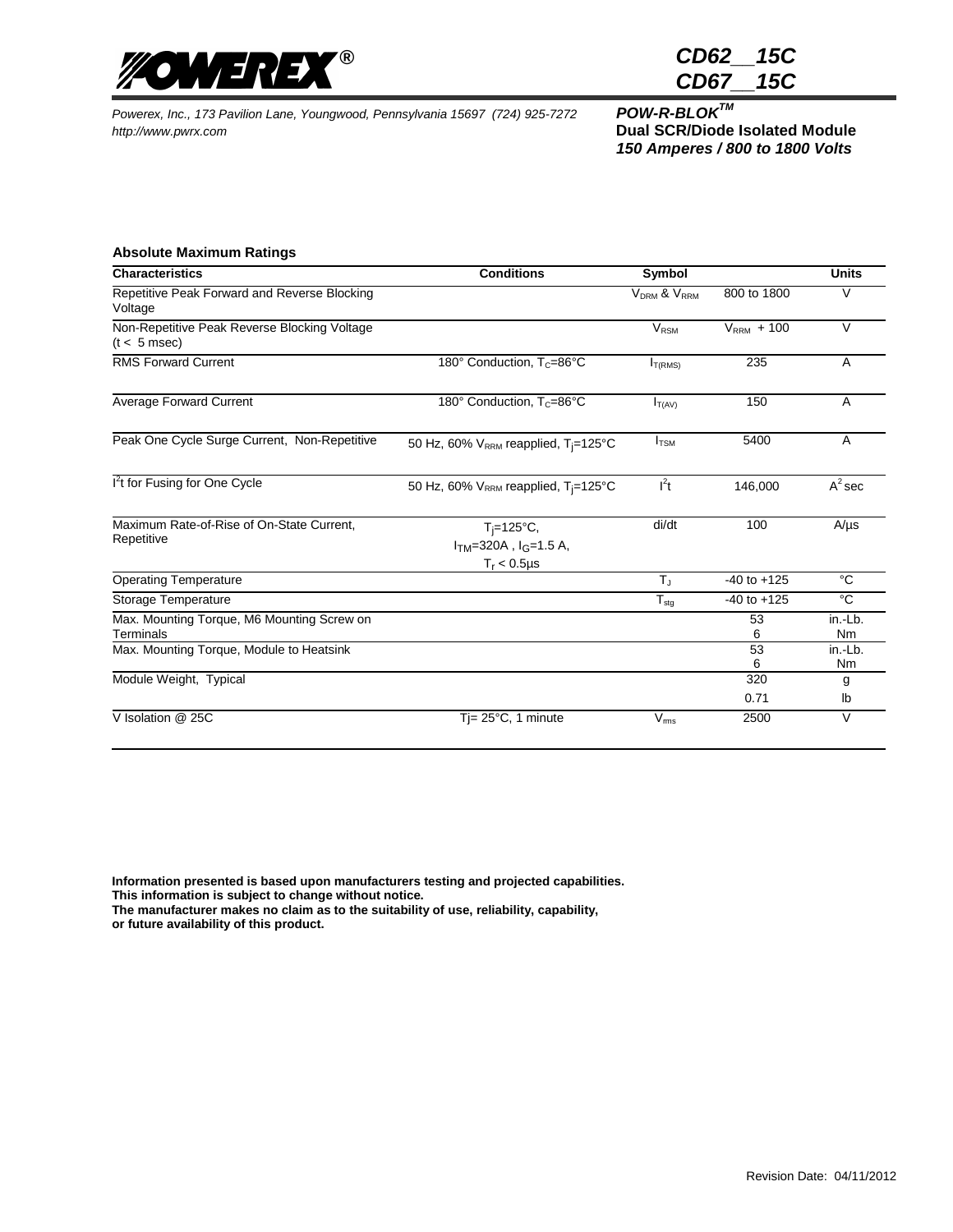**CD62__15C**
**CD67__15C**

*Powerex, Inc., 173 Pavilion Lane, Youngwood, Pennsylvania 15697 (724) 925-7272*
*http://www.pwrx.com*

***POW-R-BLOK™***
**Dual SCR/Diode Isolated Module**
***150 Amperes / 800 to 1800 Volts***

### Absolute Maximum Ratings

| Characteristics | Conditions | Symbol | | Units |
|---|---|---|---|---|
| Repetitive Peak Forward and Reverse Blocking Voltage | | $V_{DRM}$ & $V_{RRM}$ | 800 to 1800 | V |
| Non-Repetitive Peak Reverse Blocking Voltage ($t <$ 5 msec) | | $V_{RSM}$ | $V_{RRM}$ + 100 | V |
| RMS Forward Current | 180° Conduction, $T_C$=86°C | $I_{T(RMS)}$ | 235 | A |
| Average Forward Current | 180° Conduction, $T_C$=86°C | $I_{T(AV)}$ | 150 | A |
| Peak One Cycle Surge Current, Non-Repetitive | 50 Hz, 60% $V_{RRM}$ reapplied, $T_j$=125°C | $I_{TSM}$ | 5400 | A |
| $I^2t$ for Fusing for One Cycle | 50 Hz, 60% $V_{RRM}$ reapplied, $T_j$=125°C | $I^2t$ | 146,000 | $A^2$ sec |
| Maximum Rate-of-Rise of On-State Current, Repetitive | $T_j$=125°C, $I_{TM}$=320A , $I_G$=1.5 A, $T_r$ < 0.5µs | di/dt | 100 | A/µs |
| Operating Temperature | | $T_J$ | -40 to +125 | °C |
| Storage Temperature | | $T_{stg}$ | -40 to +125 | °C |
| Max. Mounting Torque, M6 Mounting Screw on Terminals | | | 53<br>6 | in.-Lb.<br>Nm |
| Max. Mounting Torque, Module to Heatsink | | | 53<br>6 | in.-Lb.<br>Nm |
| Module Weight, Typical | | | 320<br>0.71 | g<br>lb |
| V Isolation @ 25C | Tj= 25°C, 1 minute | $V_{rms}$ | 2500 | V |

**Information presented is based upon manufacturers testing and projected capabilities.**
**This information is subject to change without notice.**
**The manufacturer makes no claim as to the suitability of use, reliability, capability, or future availability of this product.**

Revision Date: 04/11/2012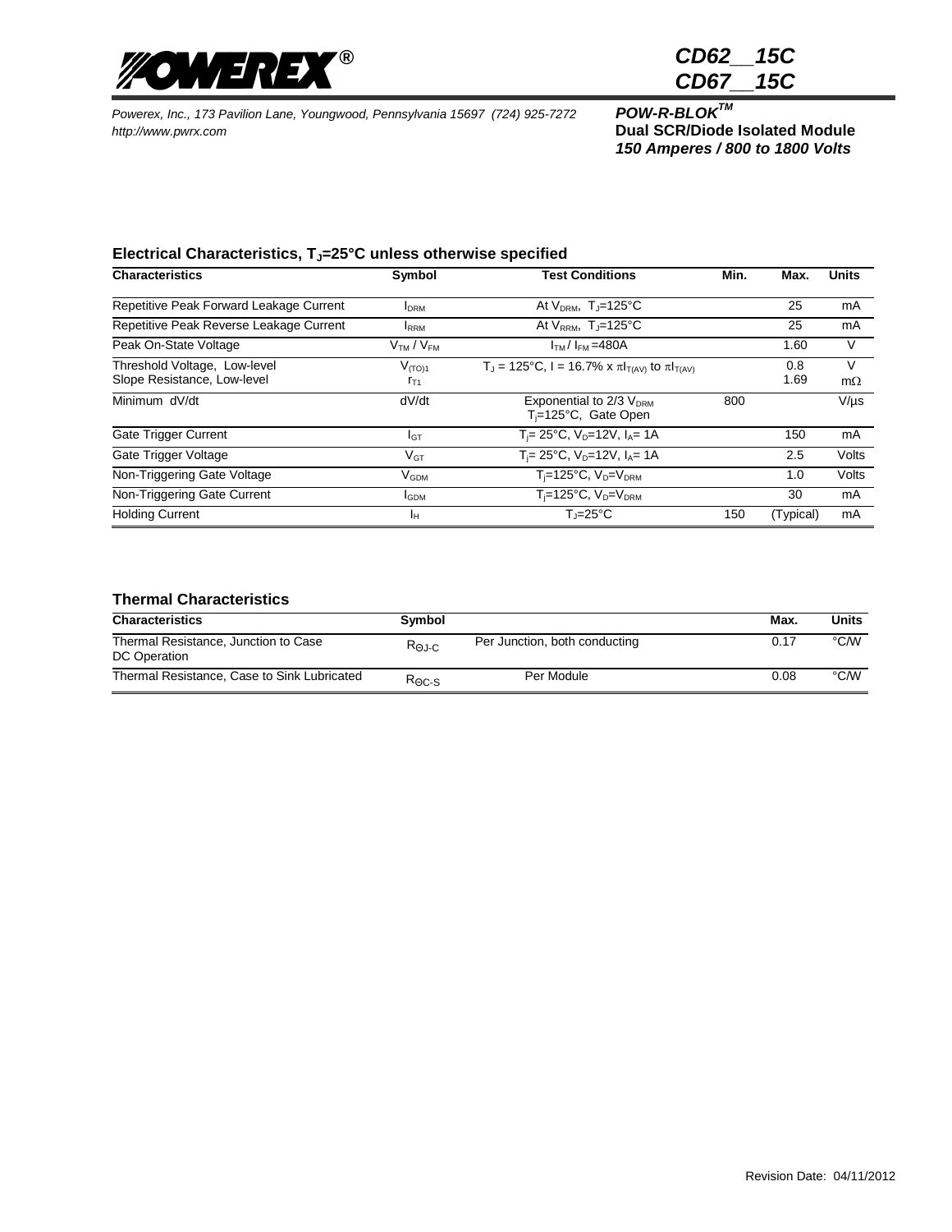# CD62__15C
# CD67__15C

*Powerex, Inc., 173 Pavilion Lane, Youngwood, Pennsylvania 15697 (724) 925-7272*
*http://www.pwrx.com*

***POW-R-BLOK™***
**Dual SCR/Diode Isolated Module**
***150 Amperes / 800 to 1800 Volts***

### Electrical Characteristics, $T_J$=25°C unless otherwise specified

| Characteristics | Symbol | Test Conditions | Min. | Max. | Units |
|---|---|---|---|---|---|
| Repetitive Peak Forward Leakage Current | $I_{DRM}$ | At $V_{DRM}$, $T_J$=125°C | | 25 | mA |
| Repetitive Peak Reverse Leakage Current | $I_{RRM}$ | At $V_{RRM}$, $T_J$=125°C | | 25 | mA |
| Peak On-State Voltage | $V_{TM}$ / $V_{FM}$ | $I_{TM}$ / $I_{FM}$ =480A | | 1.60 | V |
| Threshold Voltage, Low-level<br>Slope Resistance, Low-level | $V_{(TO)1}$<br>$r_{T1}$ | $T_J$ = 125°C, I = 16.7% x $\pi I_{T(AV)}$ to $\pi I_{T(AV)}$ | | 0.8<br>1.69 | V<br>mΩ |
| Minimum dV/dt | dV/dt | Exponential to 2/3 $V_{DRM}$<br>$T_j$=125°C, Gate Open | 800 | | V/µs |
| Gate Trigger Current | $I_{GT}$ | $T_j$= 25°C, $V_D$=12V, $I_A$= 1A | | 150 | mA |
| Gate Trigger Voltage | $V_{GT}$ | $T_j$= 25°C, $V_D$=12V, $I_A$= 1A | | 2.5 | Volts |
| Non-Triggering Gate Voltage | $V_{GDM}$ | $T_j$=125°C, $V_D$=$V_{DRM}$ | | 1.0 | Volts |
| Non-Triggering Gate Current | $I_{GDM}$ | $T_j$=125°C, $V_D$=$V_{DRM}$ | | 30 | mA |
| Holding Current | $I_H$ | $T_J$=25°C | 150 | (Typical) | mA |

### Thermal Characteristics

| Characteristics | Symbol | | Max. | Units |
|---|---|---|---|---|
| Thermal Resistance, Junction to Case<br>DC Operation | $R_{\Theta J\text{-}C}$ | Per Junction, both conducting | 0.17 | °C/W |
| Thermal Resistance, Case to Sink Lubricated | $R_{\Theta C\text{-}S}$ | Per Module | 0.08 | °C/W |

Revision Date: 04/11/2012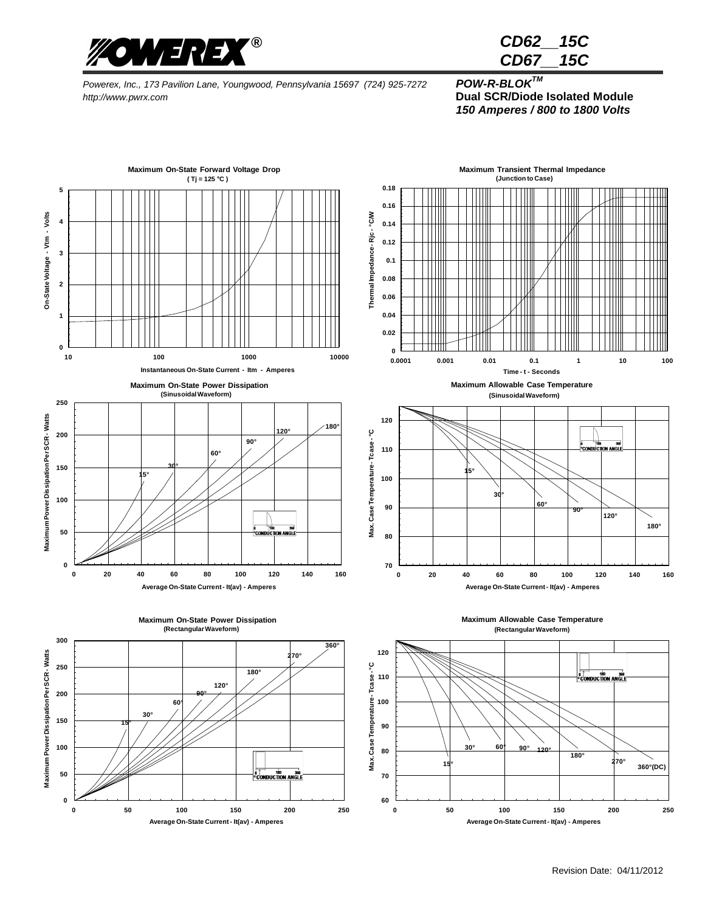# CD62__15C
# CD67__15C

*Powerex, Inc., 173 Pavilion Lane, Youngwood, Pennsylvania 15697 (724) 925-7272*
*http://www.pwrx.com*

***POW-R-BLOK™***
**Dual SCR/Diode Isolated Module**
***150 Amperes / 800 to 1800 Volts***

**Maximum On-State Forward Voltage Drop**
**( Tj = 125 °C )**

On-State Voltage - Vtm - Volts
0
1
2
3
4
5
10
100
1000
10000
Instantaneous On-State Current - Itm - Amperes

**Maximum Transient Thermal Impedance**
**(Junction to Case)**

Thermal Impedance - Rjc - °C/W
0
0.02
0.04
0.06
0.08
0.1
0.12
0.14
0.16
0.18
0.0001
0.001
0.01
0.1
1
10
100
Time - t - Seconds

**Maximum On-State Power Dissipation**
**(Sinusoidal Waveform)**

Maximum Power Dissipation Per SCR - Watts
0
50
100
150
200
250
0
20
40
60
80
100
120
140
160
Average On-State Current - It(av) - Amperes
15°
30°
60°
90°
120°
180°
0
180
360
°CONDUCTION ANGLE

**Maximum Allowable Case Temperature**
**(Sinusoidal Waveform)**

Max. Case Temperature - Tcase - °C
70
80
90
100
110
120
0
20
40
60
80
100
120
140
160
Average On-State Current - It(av) - Amperes
15°
30°
60°
90°
120°
180°
0
180
360
°CONDUCTION ANGLE

**Maximum On-State Power Dissipation**
**(Rectangular Waveform)**

Maximum Power Dissipation Per SCR - Watts
0
50
100
150
200
250
300
0
50
100
150
200
250
Average On-State Current - It(av) - Amperes
15°
30°
60°
90°
120°
180°
270°
360°
0
180
360
°CONDUCTION ANGLE

**Maximum Allowable Case Temperature**
**(Rectangular Waveform)**

Max. Case Temperature - Tcase - °C
60
70
80
90
100
110
120
0
50
100
150
200
250
Average On-State Current - It(av) - Amperes
15°
30°
60°
90°
120°
180°
270°
360°(DC)
0
180
360
°CONDUCTION ANGLE

Revision Date: 04/11/2012